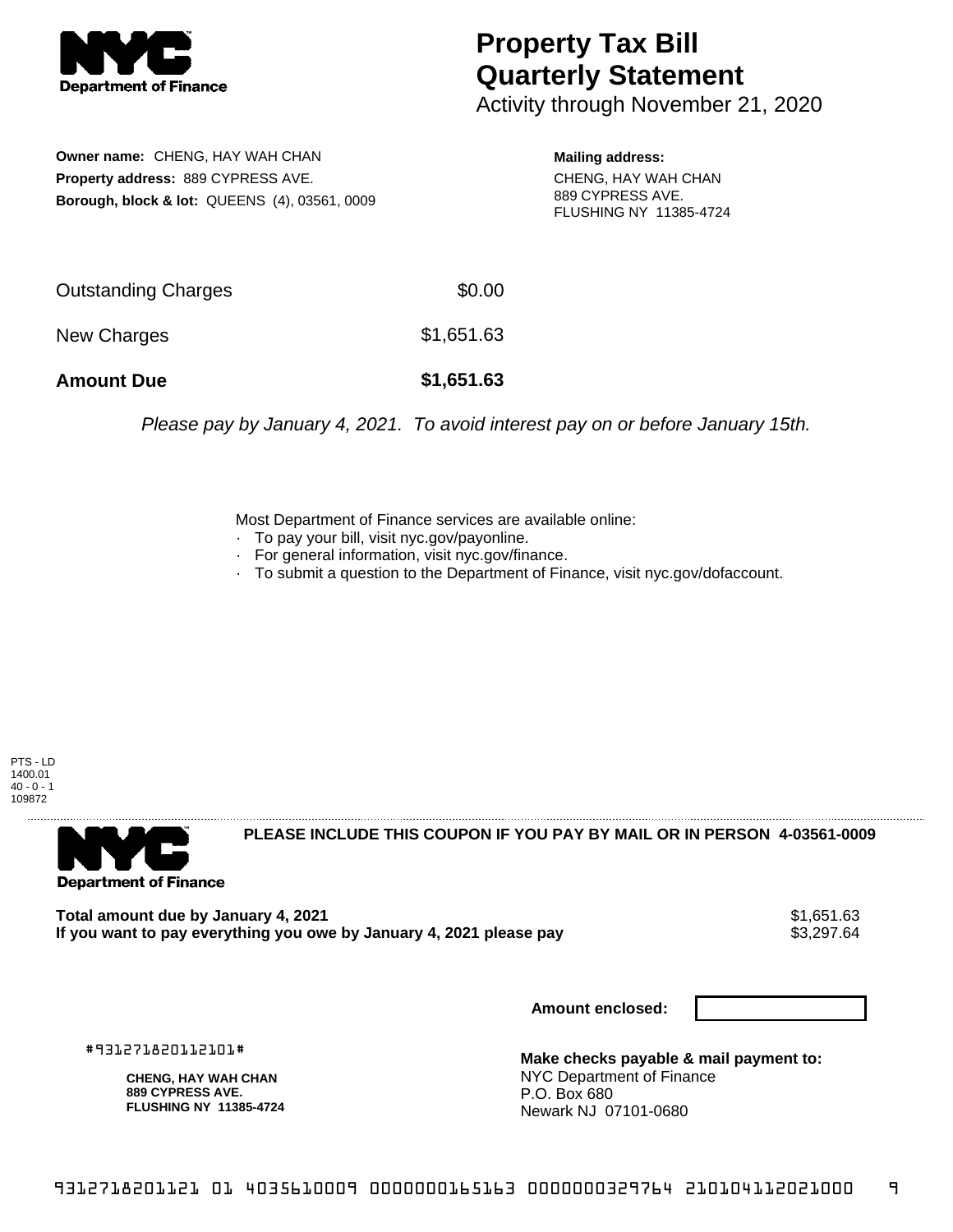# Property Tax Bill Quarterly Statement

Activity through November 21, 2020

**Owner name:** CHENG, HAY WAH CHAN
**Property address:** 889 CYPRESS AVE.
**Borough, block & lot:** QUEENS (4), 03561, 0009

**Mailing address:**
CHENG, HAY WAH CHAN
889 CYPRESS AVE.
FLUSHING NY 11385-4724

| | |
|---|---|
| Outstanding Charges | $0.00 |
| New Charges | $1,651.63 |
| **Amount Due** | **$1,651.63** |

*Please pay by January 4, 2021. To avoid interest pay on or before January 15th.*

Most Department of Finance services are available online:
- To pay your bill, visit nyc.gov/payonline.
- For general information, visit nyc.gov/finance.
- To submit a question to the Department of Finance, visit nyc.gov/dofaccount.

PTS - LD
1400.01
40 - 0 - 1
109872

**PLEASE INCLUDE THIS COUPON IF YOU PAY BY MAIL OR IN PERSON 4-03561-0009**

| | |
|---|---|
| **Total amount due by January 4, 2021** | $1,651.63 |
| **If you want to pay everything you owe by January 4, 2021 please pay** | $3,297.64 |

**Amount enclosed:**

#931271820112101#

**CHENG, HAY WAH CHAN**
**889 CYPRESS AVE.**
**FLUSHING NY 11385-4724**

**Make checks payable & mail payment to:**
NYC Department of Finance
P.O. Box 680
Newark NJ 07101-0680

9312718201121 01 4035610009 0000000165163 0000000329764 210104112021000 9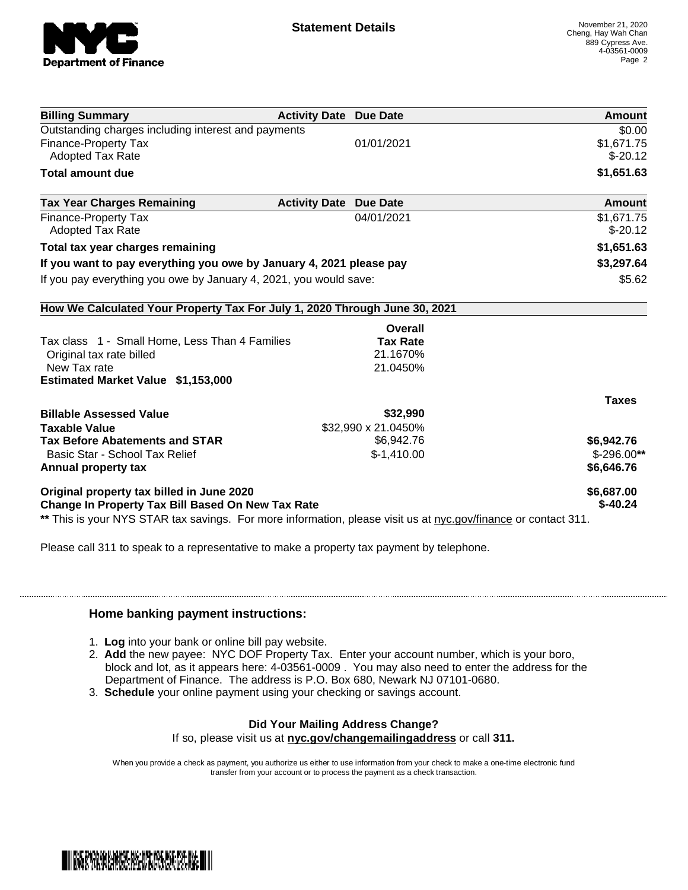## Statement Details

November 21, 2020
Cheng, Hay Wah Chan
889 Cypress Ave.
4-03561-0009

| Billing Summary | Activity Date | Due Date | Amount |
|---|---|---|---|
| Outstanding charges including interest and payments | | | $0.00 |
| Finance-Property Tax | | 01/01/2021 | $1,671.75 |
| Adopted Tax Rate | | | $-20.12 |
| **Total amount due** | | | **$1,651.63** |

| Tax Year Charges Remaining | Activity Date | Due Date | Amount |
|---|---|---|---|
| Finance-Property Tax | | 04/01/2021 | $1,671.75 |
| Adopted Tax Rate | | | $-20.12 |
| **Total tax year charges remaining** | | | **$1,651.63** |
| **If you want to pay everything you owe by January 4, 2021 please pay** | | | **$3,297.64** |
| If you pay everything you owe by January 4, 2021, you would save: | | | $5.62 |

### How We Calculated Your Property Tax For July 1, 2020 Through June 30, 2021

| | Overall Tax Rate | Taxes |
|---|---|---|
| Tax class 1 - Small Home, Less Than 4 Families | | |
| Original tax rate billed | 21.1670% | |
| New Tax rate | 21.0450% | |
| **Estimated Market Value $1,153,000** | | |
| **Billable Assessed Value** | **$32,990** | |
| **Taxable Value** | $32,990 x 21.0450% | |
| **Tax Before Abatements and STAR** | $6,942.76 | **$6,942.76** |
| Basic Star - School Tax Relief | $-1,410.00 | $-296.00** |
| **Annual property tax** | | **$6,646.76** |
| **Original property tax billed in June 2020** | | **$6,687.00** |
| **Change In Property Tax Bill Based On New Tax Rate** | | **$-40.24** |

** This is your NYS STAR tax savings. For more information, please visit us at nyc.gov/finance or contact 311.

Please call 311 to speak to a representative to make a property tax payment by telephone.

### Home banking payment instructions:

1. **Log** into your bank or online bill pay website.
2. **Add** the new payee: NYC DOF Property Tax. Enter your account number, which is your boro, block and lot, as it appears here: 4-03561-0009 . You may also need to enter the address for the Department of Finance. The address is P.O. Box 680, Newark NJ 07101-0680.
3. **Schedule** your online payment using your checking or savings account.

**Did Your Mailing Address Change?**

If so, please visit us at **nyc.gov/changemailingaddress** or call **311.**

When you provide a check as payment, you authorize us either to use information from your check to make a one-time electronic fund transfer from your account or to process the payment as a check transaction.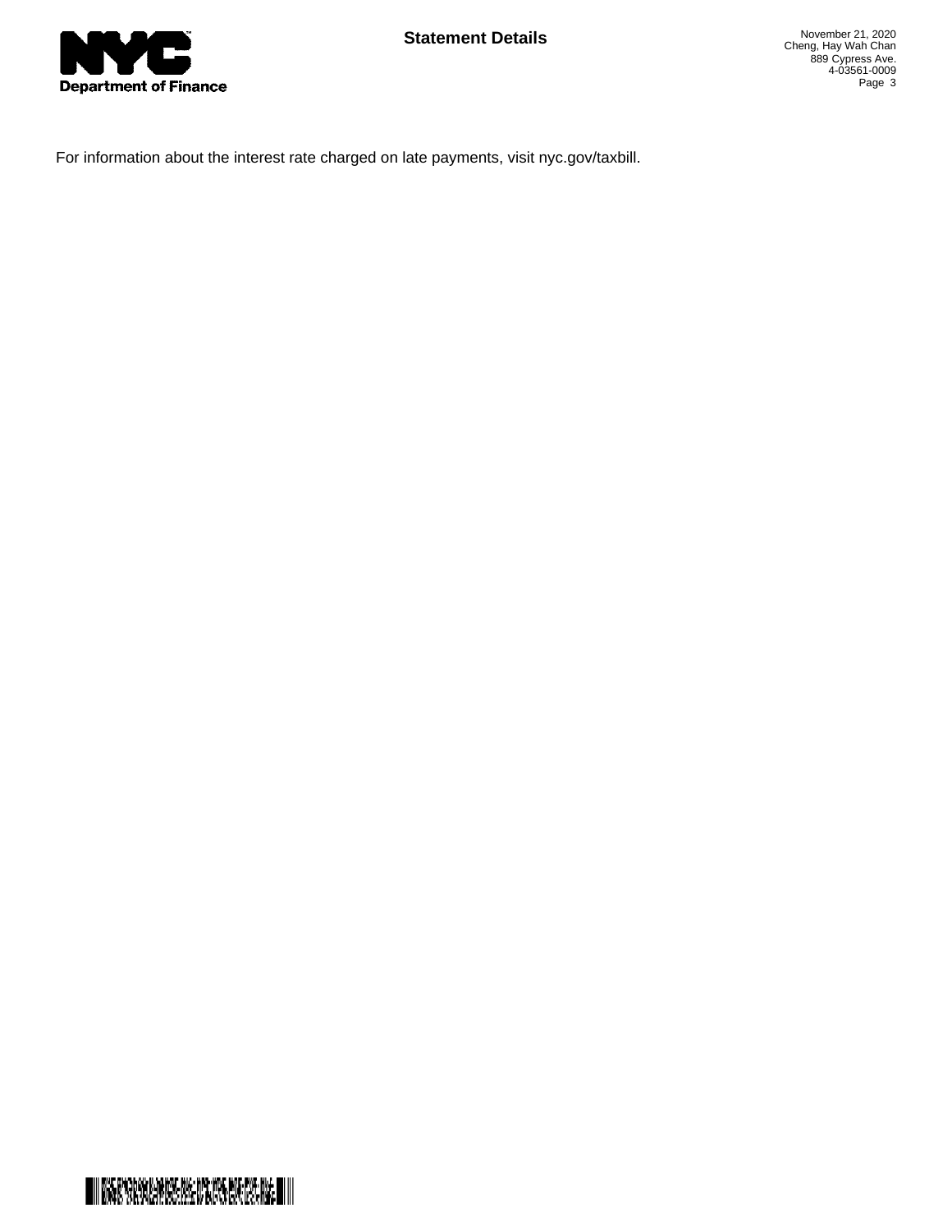For information about the interest rate charged on late payments, visit nyc.gov/taxbill.